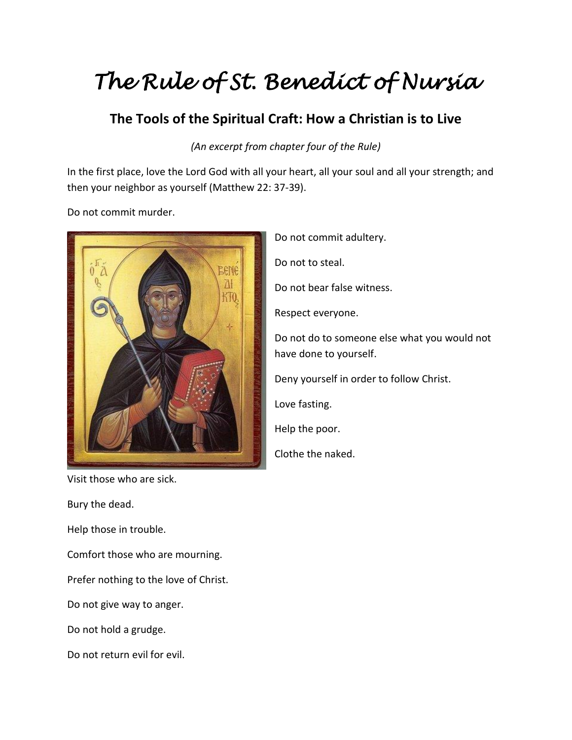# The Rule of St. Benedict of Nursia

## The Tools of the Spiritual Craft: How a Christian is to Live

*(An excerpt from chapter four of the Rule)*

In the first place, love the Lord God with all your heart, all your soul and all your strength; and then your neighbor as yourself (Matthew 22: 37-39).

Do not commit murder.

Do not commit adultery.

Do not to steal.

Do not bear false witness.

Respect everyone.

Do not do to someone else what you would not have done to yourself.

Deny yourself in order to follow Christ.

Love fasting.

Help the poor.

Clothe the naked.

Visit those who are sick.

Bury the dead.

Help those in trouble.

Comfort those who are mourning.

Prefer nothing to the love of Christ.

Do not give way to anger.

Do not hold a grudge.

Do not return evil for evil.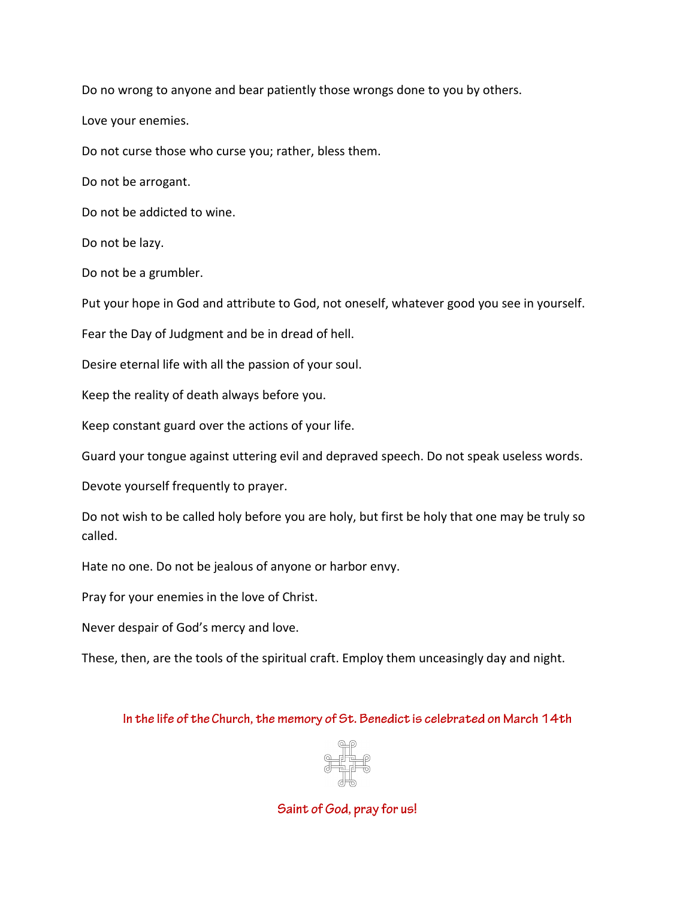Do no wrong to anyone and bear patiently those wrongs done to you by others.

Love your enemies.

Do not curse those who curse you; rather, bless them.

Do not be arrogant.

Do not be addicted to wine.

Do not be lazy.

Do not be a grumbler.

Put your hope in God and attribute to God, not oneself, whatever good you see in yourself.

Fear the Day of Judgment and be in dread of hell.

Desire eternal life with all the passion of your soul.

Keep the reality of death always before you.

Keep constant guard over the actions of your life.

Guard your tongue against uttering evil and depraved speech. Do not speak useless words.

Devote yourself frequently to prayer.

Do not wish to be called holy before you are holy, but first be holy that one may be truly so called.

Hate no one. Do not be jealous of anyone or harbor envy.

Pray for your enemies in the love of Christ.

Never despair of God's mercy and love.

These, then, are the tools of the spiritual craft. Employ them unceasingly day and night.

In the life of the Church, the memory of St. Benedict is celebrated on March 14th

Saint of God, pray for us!